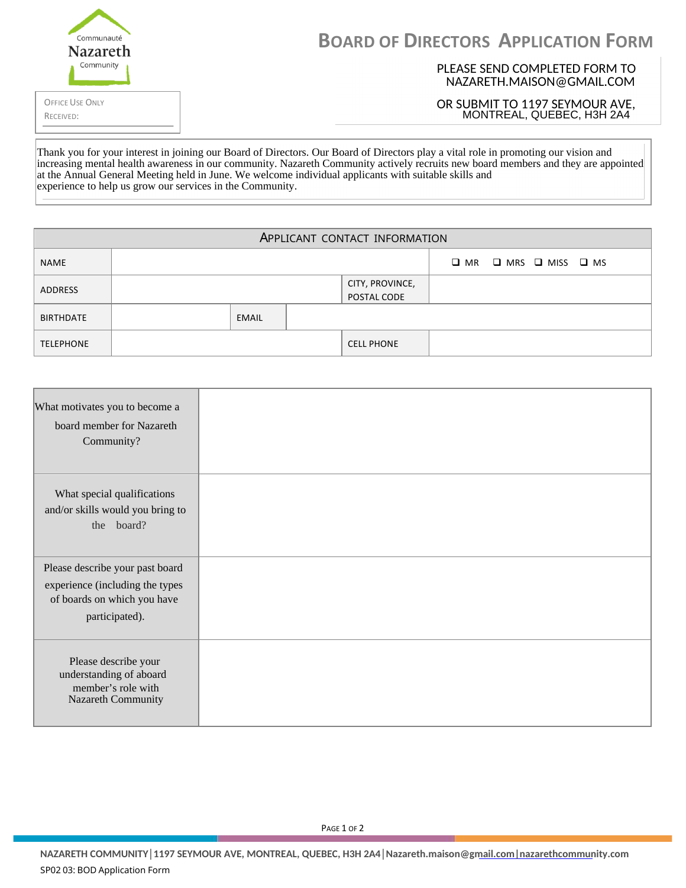Communauté
Nazareth
Community

Office Use Only
Received:

# Board of Directors Application Form

PLEASE SEND COMPLETED FORM TO NAZARETH.MAISON@GMAIL.COM

OR SUBMIT TO 1197 SEYMOUR AVE, MONTREAL, QUEBEC, H3H 2A4

Thank you for your interest in joining our Board of Directors. Our Board of Directors play a vital role in promoting our vision and increasing mental health awareness in our community. Nazareth Community actively recruits new board members and they are appointed at the Annual General Meeting held in June. We welcome individual applicants with suitable skills and experience to help us grow our services in the Community.

| APPLICANT CONTACT INFORMATION | | | |
|---|---|---|---|
| NAME | | | ❑ MR ❑ MRS ❑ MISS ❑ MS |
| ADDRESS | | CITY, PROVINCE, POSTAL CODE | |
| BIRTHDATE | | EMAIL | |
| TELEPHONE | | CELL PHONE | |

| | |
|---|---|
| What motivates you to become a board member for Nazareth Community? | |
| What special qualifications and/or skills would you bring to the board? | |
| Please describe your past board experience (including the types of boards on which you have participated). | |
| Please describe your understanding of aboard member's role with Nazareth Community | |

NAZARETH COMMUNITY | 1197 SEYMOUR AVE, MONTREAL, QUEBEC, H3H 2A4 | Nazareth.maison@gmail.com | nazarethcommunity.com

SP02 03: BOD Application Form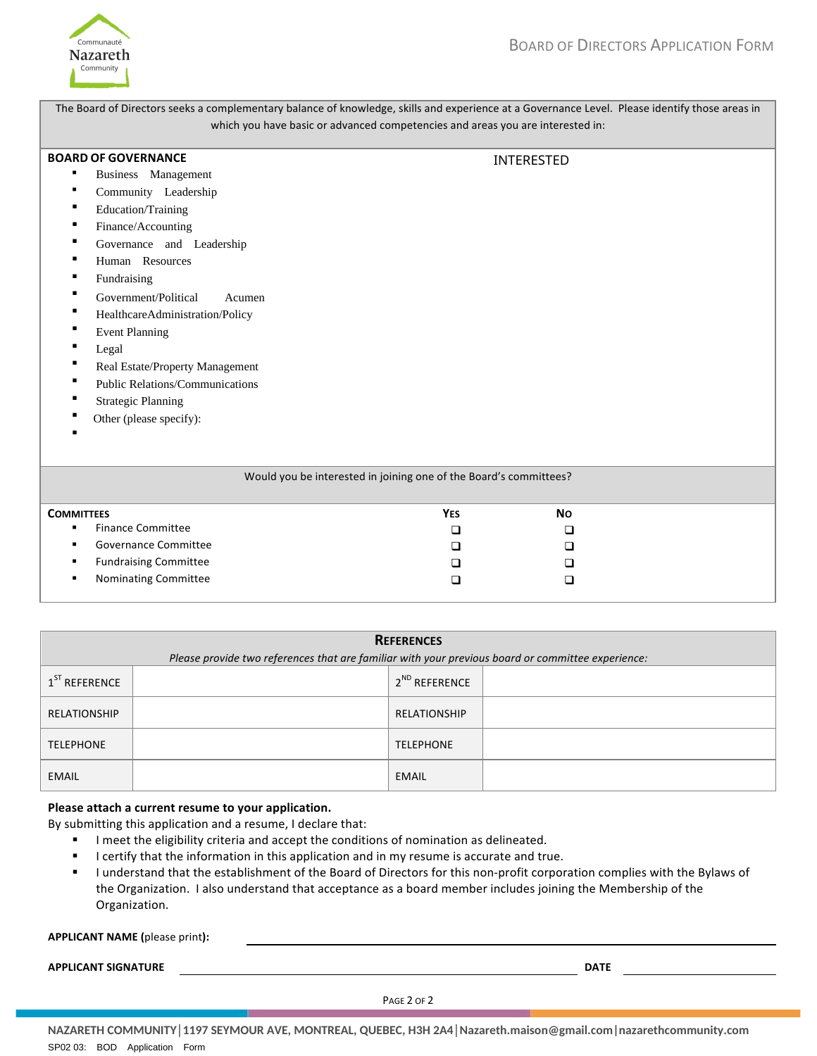The Board of Directors seeks a complementary balance of knowledge, skills and experience at a Governance Level. Please identify those areas in which you have basic or advanced competencies and areas you are interested in:

**BOARD OF GOVERNANCE** INTERESTED

- Business Management
- Community Leadership
- Education/Training
- Finance/Accounting
- Governance and Leadership
- Human Resources
- Fundraising
- Government/Political Acumen
- HealthcareAdministration/Policy
- Event Planning
- Legal
- Real Estate/Property Management
- Public Relations/Communications
- Strategic Planning
- Other (please specify):
-

Would you be interested in joining one of the Board's committees?

| **COMMITTEES** | **YES** | **NO** |
|---|---|---|
| Finance Committee | ❑ | ❑ |
| Governance Committee | ❑ | ❑ |
| Fundraising Committee | ❑ | ❑ |
| Nominating Committee | ❑ | ❑ |

**REFERENCES**

*Please provide two references that are familiar with your previous board or committee experience:*

| | | | |
|---|---|---|---|
| 1ST REFERENCE | | 2ND REFERENCE | |
| RELATIONSHIP | | RELATIONSHIP | |
| TELEPHONE | | TELEPHONE | |
| EMAIL | | EMAIL | |

**Please attach a current resume to your application.**

By submitting this application and a resume, I declare that:

- I meet the eligibility criteria and accept the conditions of nomination as delineated.
- I certify that the information in this application and in my resume is accurate and true.
- I understand that the establishment of the Board of Directors for this non-profit corporation complies with the Bylaws of the Organization. I also understand that acceptance as a board member includes joining the Membership of the Organization.

**APPLICANT NAME (**please print**):** ______________________________

**APPLICANT SIGNATURE** ______________________________ **DATE** ______________

**NAZARETH COMMUNITY | 1197 SEYMOUR AVE, MONTREAL, QUEBEC, H3H 2A4 | Nazareth.maison@gmail.com | nazarethcommunity.com**

SP02 03: BOD Application Form